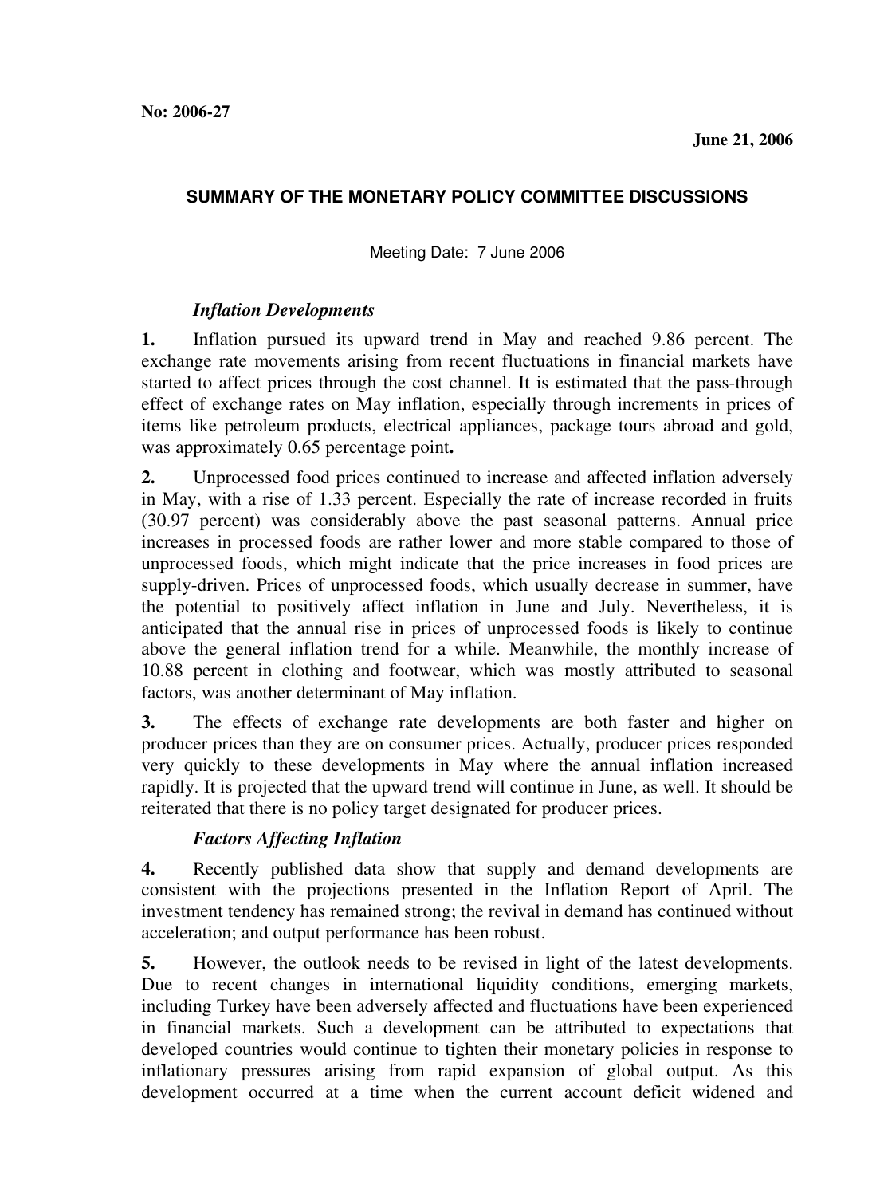**No: 2006-27**

**June 21, 2006**

## SUMMARY OF THE MONETARY POLICY COMMITTEE DISCUSSIONS

Meeting Date: 7 June 2006

### *Inflation Developments*

**1.** Inflation pursued its upward trend in May and reached 9.86 percent. The exchange rate movements arising from recent fluctuations in financial markets have started to affect prices through the cost channel. It is estimated that the pass-through effect of exchange rates on May inflation, especially through increments in prices of items like petroleum products, electrical appliances, package tours abroad and gold, was approximately 0.65 percentage point**.**

**2.** Unprocessed food prices continued to increase and affected inflation adversely in May, with a rise of 1.33 percent. Especially the rate of increase recorded in fruits (30.97 percent) was considerably above the past seasonal patterns. Annual price increases in processed foods are rather lower and more stable compared to those of unprocessed foods, which might indicate that the price increases in food prices are supply-driven. Prices of unprocessed foods, which usually decrease in summer, have the potential to positively affect inflation in June and July. Nevertheless, it is anticipated that the annual rise in prices of unprocessed foods is likely to continue above the general inflation trend for a while. Meanwhile, the monthly increase of 10.88 percent in clothing and footwear, which was mostly attributed to seasonal factors, was another determinant of May inflation.

**3.** The effects of exchange rate developments are both faster and higher on producer prices than they are on consumer prices. Actually, producer prices responded very quickly to these developments in May where the annual inflation increased rapidly. It is projected that the upward trend will continue in June, as well. It should be reiterated that there is no policy target designated for producer prices.

### *Factors Affecting Inflation*

**4.** Recently published data show that supply and demand developments are consistent with the projections presented in the Inflation Report of April. The investment tendency has remained strong; the revival in demand has continued without acceleration; and output performance has been robust.

**5.** However, the outlook needs to be revised in light of the latest developments. Due to recent changes in international liquidity conditions, emerging markets, including Turkey have been adversely affected and fluctuations have been experienced in financial markets. Such a development can be attributed to expectations that developed countries would continue to tighten their monetary policies in response to inflationary pressures arising from rapid expansion of global output. As this development occurred at a time when the current account deficit widened and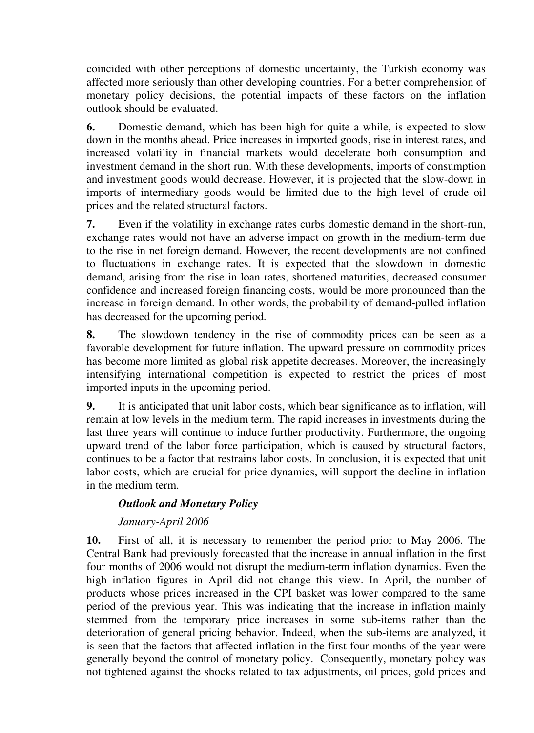coincided with other perceptions of domestic uncertainty, the Turkish economy was affected more seriously than other developing countries. For a better comprehension of monetary policy decisions, the potential impacts of these factors on the inflation outlook should be evaluated.

**6.** Domestic demand, which has been high for quite a while, is expected to slow down in the months ahead. Price increases in imported goods, rise in interest rates, and increased volatility in financial markets would decelerate both consumption and investment demand in the short run. With these developments, imports of consumption and investment goods would decrease. However, it is projected that the slow-down in imports of intermediary goods would be limited due to the high level of crude oil prices and the related structural factors.

**7.** Even if the volatility in exchange rates curbs domestic demand in the short-run, exchange rates would not have an adverse impact on growth in the medium-term due to the rise in net foreign demand. However, the recent developments are not confined to fluctuations in exchange rates. It is expected that the slowdown in domestic demand, arising from the rise in loan rates, shortened maturities, decreased consumer confidence and increased foreign financing costs, would be more pronounced than the increase in foreign demand. In other words, the probability of demand-pulled inflation has decreased for the upcoming period.

**8.** The slowdown tendency in the rise of commodity prices can be seen as a favorable development for future inflation. The upward pressure on commodity prices has become more limited as global risk appetite decreases. Moreover, the increasingly intensifying international competition is expected to restrict the prices of most imported inputs in the upcoming period.

**9.** It is anticipated that unit labor costs, which bear significance as to inflation, will remain at low levels in the medium term. The rapid increases in investments during the last three years will continue to induce further productivity. Furthermore, the ongoing upward trend of the labor force participation, which is caused by structural factors, continues to be a factor that restrains labor costs. In conclusion, it is expected that unit labor costs, which are crucial for price dynamics, will support the decline in inflation in the medium term.

***Outlook and Monetary Policy***

*January-April 2006*

**10.** First of all, it is necessary to remember the period prior to May 2006. The Central Bank had previously forecasted that the increase in annual inflation in the first four months of 2006 would not disrupt the medium-term inflation dynamics. Even the high inflation figures in April did not change this view. In April, the number of products whose prices increased in the CPI basket was lower compared to the same period of the previous year. This was indicating that the increase in inflation mainly stemmed from the temporary price increases in some sub-items rather than the deterioration of general pricing behavior. Indeed, when the sub-items are analyzed, it is seen that the factors that affected inflation in the first four months of the year were generally beyond the control of monetary policy. Consequently, monetary policy was not tightened against the shocks related to tax adjustments, oil prices, gold prices and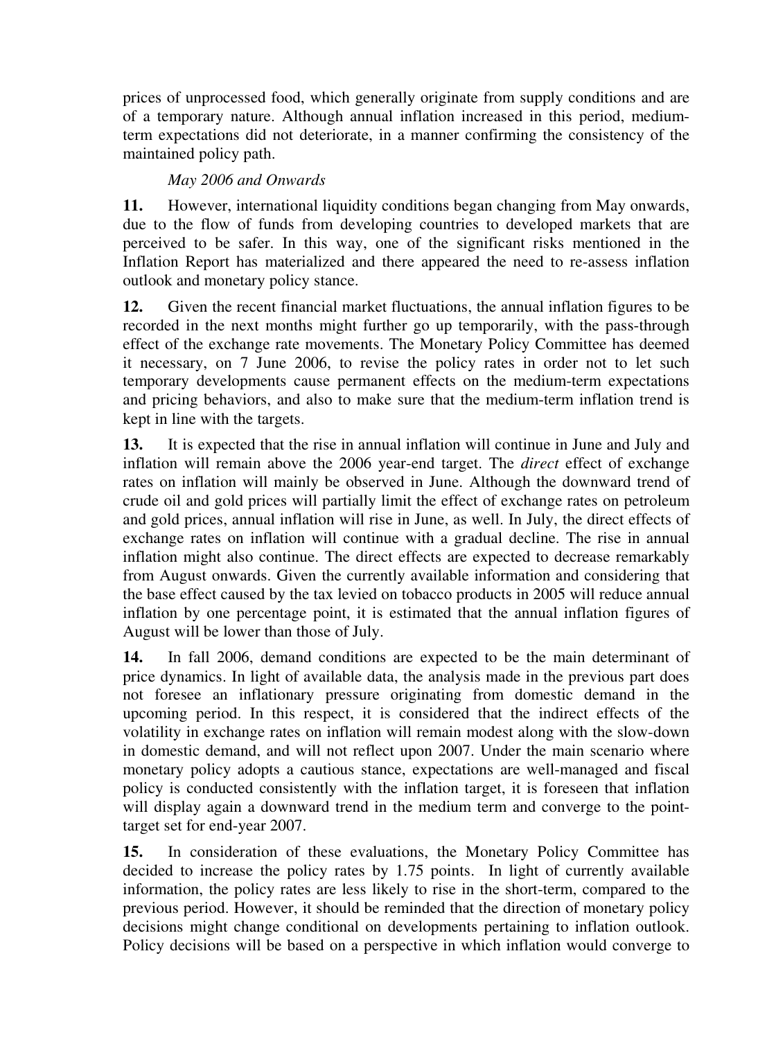prices of unprocessed food, which generally originate from supply conditions and are of a temporary nature. Although annual inflation increased in this period, medium-term expectations did not deteriorate, in a manner confirming the consistency of the maintained policy path.

*May 2006 and Onwards*

**11.** However, international liquidity conditions began changing from May onwards, due to the flow of funds from developing countries to developed markets that are perceived to be safer. In this way, one of the significant risks mentioned in the Inflation Report has materialized and there appeared the need to re-assess inflation outlook and monetary policy stance.

**12.** Given the recent financial market fluctuations, the annual inflation figures to be recorded in the next months might further go up temporarily, with the pass-through effect of the exchange rate movements. The Monetary Policy Committee has deemed it necessary, on 7 June 2006, to revise the policy rates in order not to let such temporary developments cause permanent effects on the medium-term expectations and pricing behaviors, and also to make sure that the medium-term inflation trend is kept in line with the targets.

**13.** It is expected that the rise in annual inflation will continue in June and July and inflation will remain above the 2006 year-end target. The *direct* effect of exchange rates on inflation will mainly be observed in June. Although the downward trend of crude oil and gold prices will partially limit the effect of exchange rates on petroleum and gold prices, annual inflation will rise in June, as well. In July, the direct effects of exchange rates on inflation will continue with a gradual decline. The rise in annual inflation might also continue. The direct effects are expected to decrease remarkably from August onwards. Given the currently available information and considering that the base effect caused by the tax levied on tobacco products in 2005 will reduce annual inflation by one percentage point, it is estimated that the annual inflation figures of August will be lower than those of July.

**14.** In fall 2006, demand conditions are expected to be the main determinant of price dynamics. In light of available data, the analysis made in the previous part does not foresee an inflationary pressure originating from domestic demand in the upcoming period. In this respect, it is considered that the indirect effects of the volatility in exchange rates on inflation will remain modest along with the slow-down in domestic demand, and will not reflect upon 2007. Under the main scenario where monetary policy adopts a cautious stance, expectations are well-managed and fiscal policy is conducted consistently with the inflation target, it is foreseen that inflation will display again a downward trend in the medium term and converge to the point-target set for end-year 2007.

**15.** In consideration of these evaluations, the Monetary Policy Committee has decided to increase the policy rates by 1.75 points. In light of currently available information, the policy rates are less likely to rise in the short-term, compared to the previous period. However, it should be reminded that the direction of monetary policy decisions might change conditional on developments pertaining to inflation outlook. Policy decisions will be based on a perspective in which inflation would converge to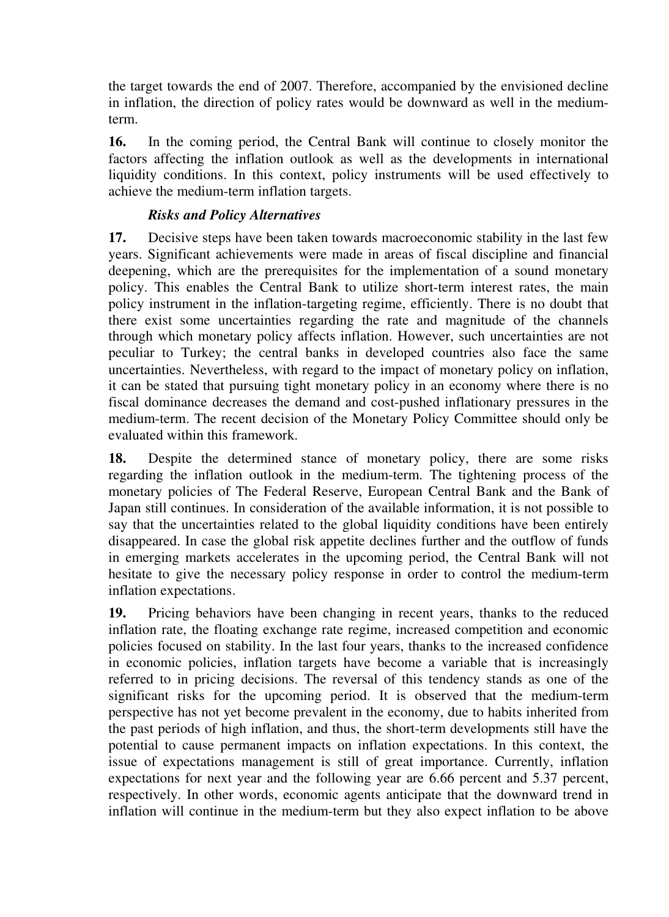the target towards the end of 2007. Therefore, accompanied by the envisioned decline in inflation, the direction of policy rates would be downward as well in the medium-term.

**16.** In the coming period, the Central Bank will continue to closely monitor the factors affecting the inflation outlook as well as the developments in international liquidity conditions. In this context, policy instruments will be used effectively to achieve the medium-term inflation targets.

***Risks and Policy Alternatives***

**17.** Decisive steps have been taken towards macroeconomic stability in the last few years. Significant achievements were made in areas of fiscal discipline and financial deepening, which are the prerequisites for the implementation of a sound monetary policy. This enables the Central Bank to utilize short-term interest rates, the main policy instrument in the inflation-targeting regime, efficiently. There is no doubt that there exist some uncertainties regarding the rate and magnitude of the channels through which monetary policy affects inflation. However, such uncertainties are not peculiar to Turkey; the central banks in developed countries also face the same uncertainties. Nevertheless, with regard to the impact of monetary policy on inflation, it can be stated that pursuing tight monetary policy in an economy where there is no fiscal dominance decreases the demand and cost-pushed inflationary pressures in the medium-term. The recent decision of the Monetary Policy Committee should only be evaluated within this framework.

**18.** Despite the determined stance of monetary policy, there are some risks regarding the inflation outlook in the medium-term. The tightening process of the monetary policies of The Federal Reserve, European Central Bank and the Bank of Japan still continues. In consideration of the available information, it is not possible to say that the uncertainties related to the global liquidity conditions have been entirely disappeared. In case the global risk appetite declines further and the outflow of funds in emerging markets accelerates in the upcoming period, the Central Bank will not hesitate to give the necessary policy response in order to control the medium-term inflation expectations.

**19.** Pricing behaviors have been changing in recent years, thanks to the reduced inflation rate, the floating exchange rate regime, increased competition and economic policies focused on stability. In the last four years, thanks to the increased confidence in economic policies, inflation targets have become a variable that is increasingly referred to in pricing decisions. The reversal of this tendency stands as one of the significant risks for the upcoming period. It is observed that the medium-term perspective has not yet become prevalent in the economy, due to habits inherited from the past periods of high inflation, and thus, the short-term developments still have the potential to cause permanent impacts on inflation expectations. In this context, the issue of expectations management is still of great importance. Currently, inflation expectations for next year and the following year are 6.66 percent and 5.37 percent, respectively. In other words, economic agents anticipate that the downward trend in inflation will continue in the medium-term but they also expect inflation to be above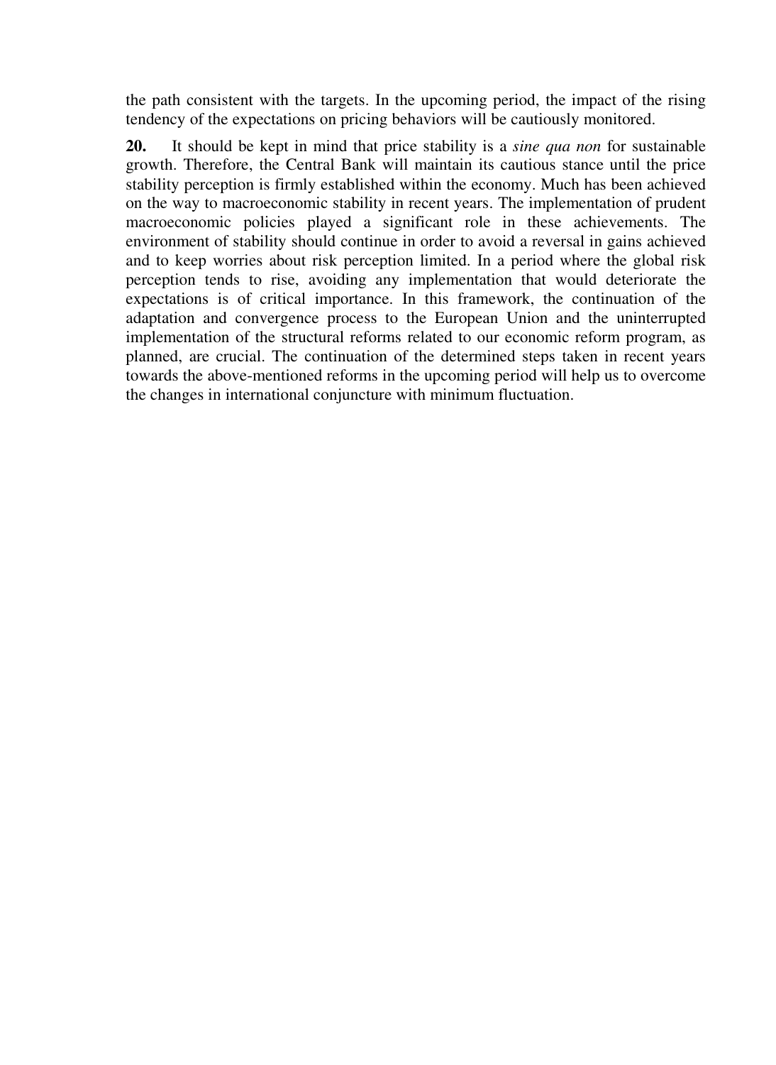the path consistent with the targets. In the upcoming period, the impact of the rising tendency of the expectations on pricing behaviors will be cautiously monitored.

**20.** It should be kept in mind that price stability is a *sine qua non* for sustainable growth. Therefore, the Central Bank will maintain its cautious stance until the price stability perception is firmly established within the economy. Much has been achieved on the way to macroeconomic stability in recent years. The implementation of prudent macroeconomic policies played a significant role in these achievements. The environment of stability should continue in order to avoid a reversal in gains achieved and to keep worries about risk perception limited. In a period where the global risk perception tends to rise, avoiding any implementation that would deteriorate the expectations is of critical importance. In this framework, the continuation of the adaptation and convergence process to the European Union and the uninterrupted implementation of the structural reforms related to our economic reform program, as planned, are crucial. The continuation of the determined steps taken in recent years towards the above-mentioned reforms in the upcoming period will help us to overcome the changes in international conjuncture with minimum fluctuation.